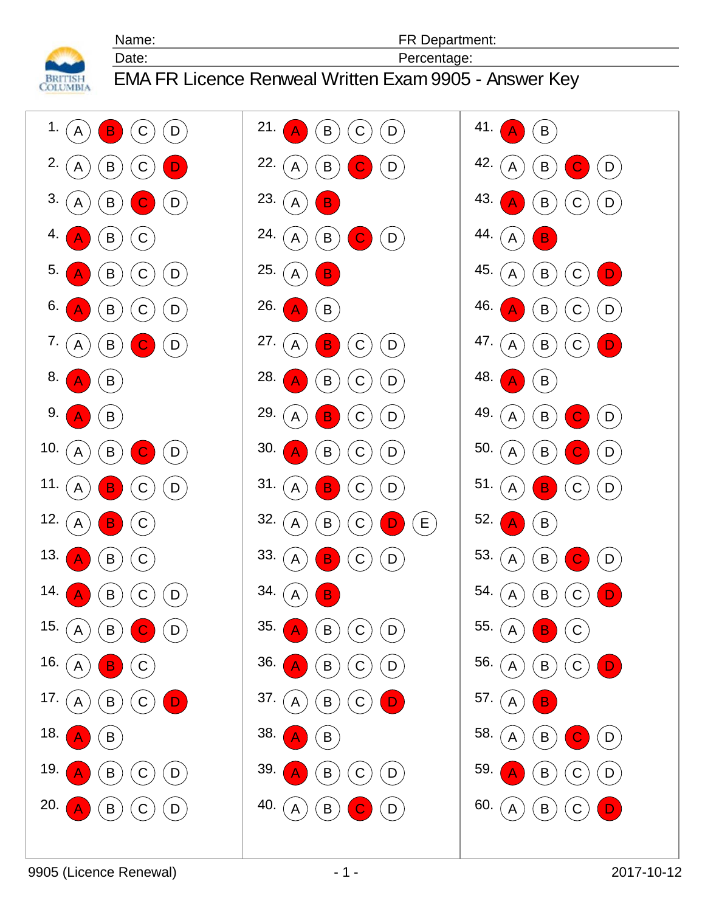Name: FR Department:

Date: Percentage:

# EMA FR Licence Renweal Written Exam 9905 - Answer Key

| Question | Options | Answer |
|---|---|---|
| 1. | A B C D | B |
| 2. | A B C D | D |
| 3. | A B C D | C |
| 4. | A B C | A |
| 5. | A B C D | A |
| 6. | A B C D | A |
| 7. | A B C D | C |
| 8. | A B | A |
| 9. | A B | A |
| 10. | A B C D | C |
| 11. | A B C D | B |
| 12. | A B C | B |
| 13. | A B C | A |
| 14. | A B C D | A |
| 15. | A B C D | C |
| 16. | A B C | B |
| 17. | A B C D | D |
| 18. | A B | A |
| 19. | A B C D | A |
| 20. | A B C D | A |
| 21. | A B C D | A |
| 22. | A B C D | C |
| 23. | A B | B |
| 24. | A B C D | C |
| 25. | A B | B |
| 26. | A B | A |
| 27. | A B C D | B |
| 28. | A B C D | A |
| 29. | A B C D | B |
| 30. | A B C D | A |
| 31. | A B C D | B |
| 32. | A B C D E | D |
| 33. | A B C D | B |
| 34. | A B | B |
| 35. | A B C D | A |
| 36. | A B C D | A |
| 37. | A B C D | D |
| 38. | A B | A |
| 39. | A B C D | A |
| 40. | A B C D | C |
| 41. | A B | A |
| 42. | A B C D | C |
| 43. | A B C D | A |
| 44. | A B | B |
| 45. | A B C D | D |
| 46. | A B C D | A |
| 47. | A B C D | D |
| 48. | A B | A |
| 49. | A B C D | C |
| 50. | A B C D | C |
| 51. | A B C D | B |
| 52. | A B | A |
| 53. | A B C D | C |
| 54. | A B C D | D |
| 55. | A B C | B |
| 56. | A B C D | D |
| 57. | A B | B |
| 58. | A B C D | C |
| 59. | A B C D | A |
| 60. | A B C D | D |

9905 (Licence Renewal) 2017-10-12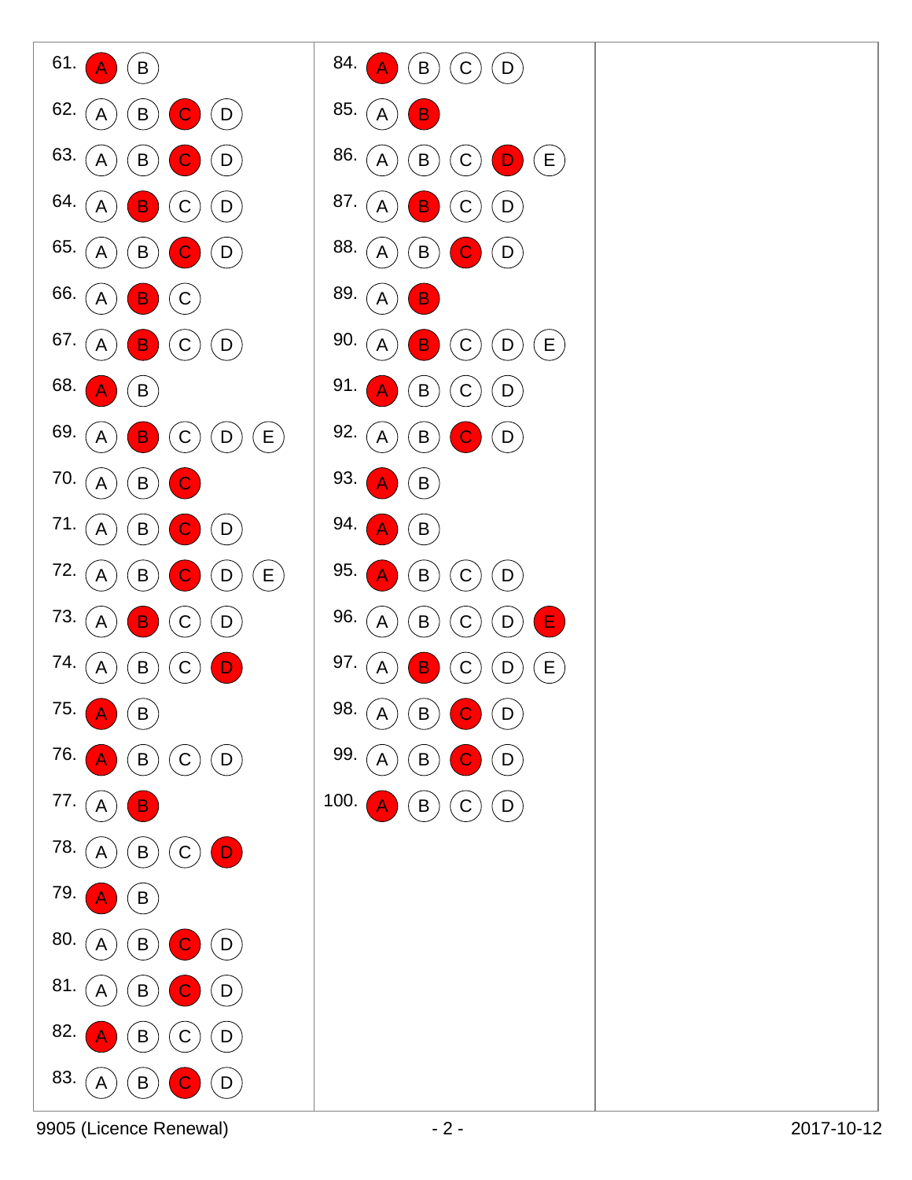61. **A** B

62. A B **C** D

63. A B **C** D

64. A **B** C D

65. A B **C** D

66. A **B** C

67. A **B** C D

68. **A** B

69. A **B** C D E

70. A B **C**

71. A B **C** D

72. A B **C** D E

73. A **B** C D

74. A B C **D**

75. **A** B

76. **A** B C D

77. A **B**

78. A B C **D**

79. **A** B

80. A B **C** D

81. A B **C** D

82. **A** B C D

83. A B **C** D

84. **A** B C D

85. A **B**

86. A B C **D** E

87. A **B** C D

88. A B **C** D

89. A **B**

90. A **B** C D E

91. **A** B C D

92. A B **C** D

93. **A** B

94. **A** B

95. **A** B C D

96. A B C D **E**

97. A **B** C D E

98. A B **C** D

99. A B **C** D

100. **A** B C D